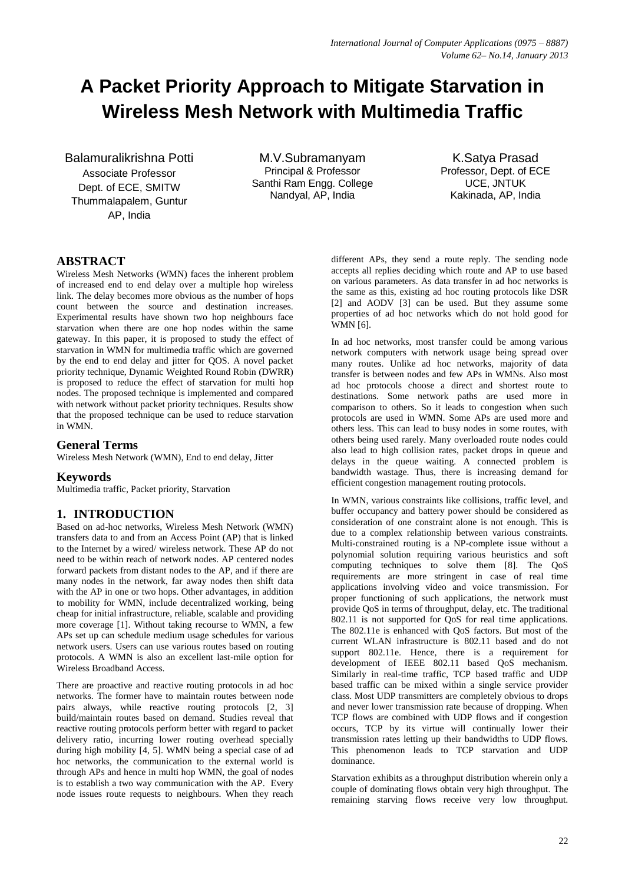# A Packet Priority Approach to Mitigate Starvation in Wireless Mesh Network with Multimedia Traffic

Balamuralikrishna Potti
Associate Professor
Dept. of ECE, SMITW
Thummalapalem, Guntur
AP, India

M.V.Subramanyam
Principal & Professor
Santhi Ram Engg. College
Nandyal, AP, India

K.Satya Prasad
Professor, Dept. of ECE
UCE, JNTUK
Kakinada, AP, India

## ABSTRACT

Wireless Mesh Networks (WMN) faces the inherent problem of increased end to end delay over a multiple hop wireless link. The delay becomes more obvious as the number of hops count between the source and destination increases. Experimental results have shown two hop neighbours face starvation when there are one hop nodes within the same gateway. In this paper, it is proposed to study the effect of starvation in WMN for multimedia traffic which are governed by the end to end delay and jitter for QOS. A novel packet priority technique, Dynamic Weighted Round Robin (DWRR) is proposed to reduce the effect of starvation for multi hop nodes. The proposed technique is implemented and compared with network without packet priority techniques. Results show that the proposed technique can be used to reduce starvation in WMN.

## General Terms

Wireless Mesh Network (WMN), End to end delay, Jitter

## Keywords

Multimedia traffic, Packet priority, Starvation

## 1. INTRODUCTION

Based on ad-hoc networks, Wireless Mesh Network (WMN) transfers data to and from an Access Point (AP) that is linked to the Internet by a wired/ wireless network. These AP do not need to be within reach of network nodes. AP centered nodes forward packets from distant nodes to the AP, and if there are many nodes in the network, far away nodes then shift data with the AP in one or two hops. Other advantages, in addition to mobility for WMN, include decentralized working, being cheap for initial infrastructure, reliable, scalable and providing more coverage [1]. Without taking recourse to WMN, a few APs set up can schedule medium usage schedules for various network users. Users can use various routes based on routing protocols. A WMN is also an excellent last-mile option for Wireless Broadband Access.

There are proactive and reactive routing protocols in ad hoc networks. The former have to maintain routes between node pairs always, while reactive routing protocols [2, 3] build/maintain routes based on demand. Studies reveal that reactive routing protocols perform better with regard to packet delivery ratio, incurring lower routing overhead specially during high mobility [4, 5]. WMN being a special case of ad hoc networks, the communication to the external world is through APs and hence in multi hop WMN, the goal of nodes is to establish a two way communication with the AP. Every node issues route requests to neighbours. When they reach different APs, they send a route reply. The sending node accepts all replies deciding which route and AP to use based on various parameters. As data transfer in ad hoc networks is the same as this, existing ad hoc routing protocols like DSR [2] and AODV [3] can be used. But they assume some properties of ad hoc networks which do not hold good for WMN [6].

In ad hoc networks, most transfer could be among various network computers with network usage being spread over many routes. Unlike ad hoc networks, majority of data transfer is between nodes and few APs in WMNs. Also most ad hoc protocols choose a direct and shortest route to destinations. Some network paths are used more in comparison to others. So it leads to congestion when such protocols are used in WMN. Some APs are used more and others less. This can lead to busy nodes in some routes, with others being used rarely. Many overloaded route nodes could also lead to high collision rates, packet drops in queue and delays in the queue waiting. A connected problem is bandwidth wastage. Thus, there is increasing demand for efficient congestion management routing protocols.

In WMN, various constraints like collisions, traffic level, and buffer occupancy and battery power should be considered as consideration of one constraint alone is not enough. This is due to a complex relationship between various constraints. Multi-constrained routing is a NP-complete issue without a polynomial solution requiring various heuristics and soft computing techniques to solve them [8]. The QoS requirements are more stringent in case of real time applications involving video and voice transmission. For proper functioning of such applications, the network must provide QoS in terms of throughput, delay, etc. The traditional 802.11 is not supported for QoS for real time applications. The 802.11e is enhanced with QoS factors. But most of the current WLAN infrastructure is 802.11 based and do not support 802.11e. Hence, there is a requirement for development of IEEE 802.11 based QoS mechanism. Similarly in real-time traffic, TCP based traffic and UDP based traffic can be mixed within a single service provider class. Most UDP transmitters are completely obvious to drops and never lower transmission rate because of dropping. When TCP flows are combined with UDP flows and if congestion occurs, TCP by its virtue will continually lower their transmission rates letting up their bandwidths to UDP flows. This phenomenon leads to TCP starvation and UDP dominance.

Starvation exhibits as a throughput distribution wherein only a couple of dominating flows obtain very high throughput. The remaining starving flows receive very low throughput.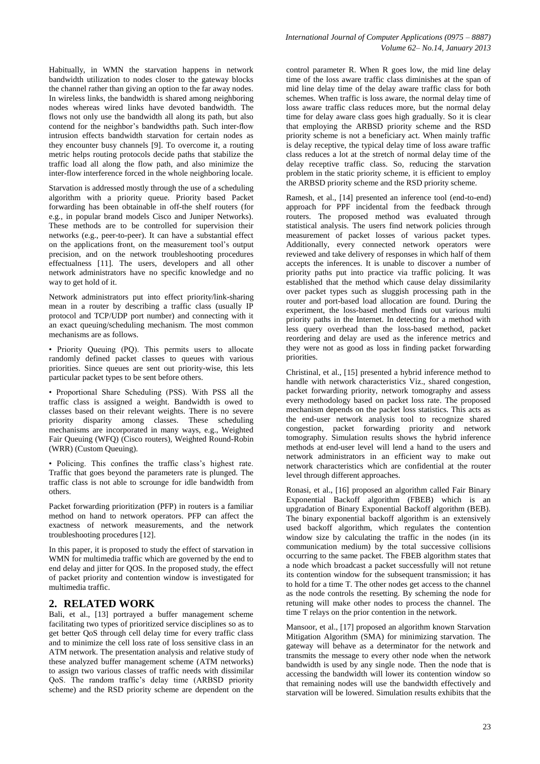Habitually, in WMN the starvation happens in network bandwidth utilization to nodes closer to the gateway blocks the channel rather than giving an option to the far away nodes. In wireless links, the bandwidth is shared among neighboring nodes whereas wired links have devoted bandwidth. The flows not only use the bandwidth all along its path, but also contend for the neighbor's bandwidths path. Such inter-flow intrusion effects bandwidth starvation for certain nodes as they encounter busy channels [9]. To overcome it, a routing metric helps routing protocols decide paths that stabilize the traffic load all along the flow path, and also minimize the inter-flow interference forced in the whole neighboring locale.

Starvation is addressed mostly through the use of a scheduling algorithm with a priority queue. Priority based Packet forwarding has been obtainable in off-the shelf routers (for e.g., in popular brand models Cisco and Juniper Networks). These methods are to be controlled for supervision their networks (e.g., peer-to-peer). It can have a substantial effect on the applications front, on the measurement tool's output precision, and on the network troubleshooting procedures effectualness [11]. The users, developers and all other network administrators have no specific knowledge and no way to get hold of it.

Network administrators put into effect priority/link-sharing mean in a router by describing a traffic class (usually IP protocol and TCP/UDP port number) and connecting with it an exact queuing/scheduling mechanism. The most common mechanisms are as follows.

- Priority Queuing (PQ). This permits users to allocate randomly defined packet classes to queues with various priorities. Since queues are sent out priority-wise, this lets particular packet types to be sent before others.

- Proportional Share Scheduling (PSS). With PSS all the traffic class is assigned a weight. Bandwidth is owed to classes based on their relevant weights. There is no severe priority disparity among classes. These scheduling mechanisms are incorporated in many ways, e.g., Weighted Fair Queuing (WFQ) (Cisco routers), Weighted Round-Robin (WRR) (Custom Queuing).

- Policing. This confines the traffic class's highest rate. Traffic that goes beyond the parameters rate is plunged. The traffic class is not able to scrounge for idle bandwidth from others.

Packet forwarding prioritization (PFP) in routers is a familiar method on hand to network operators. PFP can affect the exactness of network measurements, and the network troubleshooting procedures [12].

In this paper, it is proposed to study the effect of starvation in WMN for multimedia traffic which are governed by the end to end delay and jitter for QOS. In the proposed study, the effect of packet priority and contention window is investigated for multimedia traffic.

## 2. RELATED WORK

Bali, et al., [13] portrayed a buffer management scheme facilitating two types of prioritized service disciplines so as to get better QoS through cell delay time for every traffic class and to minimize the cell loss rate of loss sensitive class in an ATM network. The presentation analysis and relative study of these analyzed buffer management scheme (ATM networks) to assign two various classes of traffic needs with dissimilar QoS. The random traffic's delay time (ARBSD priority scheme) and the RSD priority scheme are dependent on the control parameter R. When R goes low, the mid line delay time of the loss aware traffic class diminishes at the span of mid line delay time of the delay aware traffic class for both schemes. When traffic is loss aware, the normal delay time of loss aware traffic class reduces more, but the normal delay time for delay aware class goes high gradually. So it is clear that employing the ARBSD priority scheme and the RSD priority scheme is not a beneficiary act. When mainly traffic is delay receptive, the typical delay time of loss aware traffic class reduces a lot at the stretch of normal delay time of the delay receptive traffic class. So, reducing the starvation problem in the static priority scheme, it is efficient to employ the ARBSD priority scheme and the RSD priority scheme.

Ramesh, et al., [14] presented an inference tool (end-to-end) approach for PPF incidental from the feedback through routers. The proposed method was evaluated through statistical analysis. The users find network policies through measurement of packet losses of various packet types. Additionally, every connected network operators were reviewed and take delivery of responses in which half of them accepts the inferences. It is unable to discover a number of priority paths put into practice via traffic policing. It was established that the method which cause delay dissimilarity over packet types such as sluggish processing path in the router and port-based load allocation are found. During the experiment, the loss-based method finds out various multi priority paths in the Internet. In detecting for a method with less query overhead than the loss-based method, packet reordering and delay are used as the inference metrics and they were not as good as loss in finding packet forwarding priorities.

Christinal, et al., [15] presented a hybrid inference method to handle with network characteristics Viz., shared congestion, packet forwarding priority, network tomography and assess every methodology based on packet loss rate. The proposed mechanism depends on the packet loss statistics. This acts as the end-user network analysis tool to recognize shared congestion, packet forwarding priority and network tomography. Simulation results shows the hybrid inference methods at end-user level will lend a hand to the users and network administrators in an efficient way to make out network characteristics which are confidential at the router level through different approaches.

Ronasi, et al., [16] proposed an algorithm called Fair Binary Exponential Backoff algorithm (FBEB) which is an upgradation of Binary Exponential Backoff algorithm (BEB). The binary exponential backoff algorithm is an extensively used backoff algorithm, which regulates the contention window size by calculating the traffic in the nodes (in its communication medium) by the total successive collisions occurring to the same packet. The FBEB algorithm states that a node which broadcast a packet successfully will not retune its contention window for the subsequent transmission; it has to hold for a time T. The other nodes get access to the channel as the node controls the resetting. By scheming the node for retuning will make other nodes to process the channel. The time T relays on the prior contention in the network.

Mansoor, et al., [17] proposed an algorithm known Starvation Mitigation Algorithm (SMA) for minimizing starvation. The gateway will behave as a determinator for the network and transmits the message to every other node when the network bandwidth is used by any single node. Then the node that is accessing the bandwidth will lower its contention window so that remaining nodes will use the bandwidth effectively and starvation will be lowered. Simulation results exhibits that the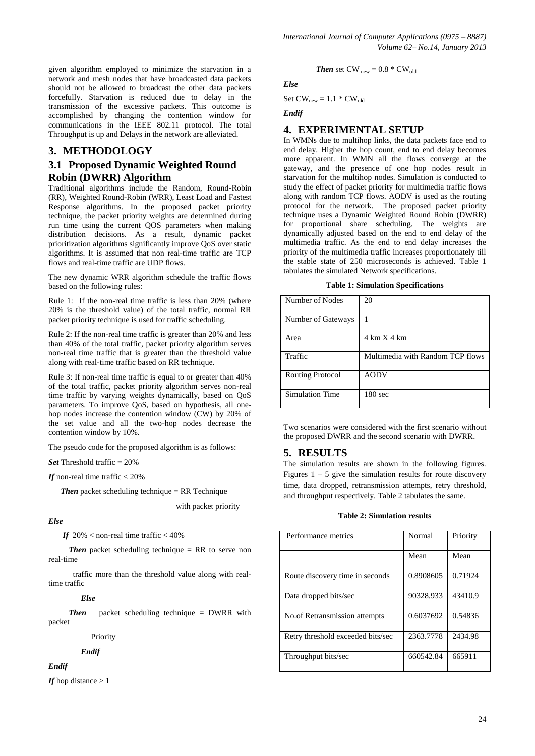given algorithm employed to minimize the starvation in a network and mesh nodes that have broadcasted data packets should not be allowed to broadcast the other data packets forcefully. Starvation is reduced due to delay in the transmission of the excessive packets. This outcome is accomplished by changing the contention window for communications in the IEEE 802.11 protocol. The total Throughput is up and Delays in the network are alleviated.

# 3. METHODOLOGY

## 3.1 Proposed Dynamic Weighted Round Robin (DWRR) Algorithm

Traditional algorithms include the Random, Round-Robin (RR), Weighted Round-Robin (WRR), Least Load and Fastest Response algorithms. In the proposed packet priority technique, the packet priority weights are determined during run time using the current QOS parameters when making distribution decisions. As a result, dynamic packet prioritization algorithms significantly improve QoS over static algorithms. It is assumed that non real-time traffic are TCP flows and real-time traffic are UDP flows.

The new dynamic WRR algorithm schedule the traffic flows based on the following rules:

Rule 1: If the non-real time traffic is less than 20% (where 20% is the threshold value) of the total traffic, normal RR packet priority technique is used for traffic scheduling.

Rule 2: If the non-real time traffic is greater than 20% and less than 40% of the total traffic, packet priority algorithm serves non-real time traffic that is greater than the threshold value along with real-time traffic based on RR technique.

Rule 3: If non-real time traffic is equal to or greater than 40% of the total traffic, packet priority algorithm serves non-real time traffic by varying weights dynamically, based on QoS parameters. To improve QoS, based on hypothesis, all one-hop nodes increase the contention window (CW) by 20% of the set value and all the two-hop nodes decrease the contention window by 10%.

The pseudo code for the proposed algorithm is as follows:

***Set*** Threshold traffic = 20%

***If*** non-real time traffic < 20%

***Then*** packet scheduling technique = RR Technique with packet priority

***Else***

***If*** 20% < non-real time traffic < 40%

***Then*** packet scheduling technique = RR to serve non real-time traffic more than the threshold value along with real-time traffic

***Else***

***Then*** packet scheduling technique = DWRR with packet Priority

***Endif***

***Endif***

***If*** hop distance > 1

***Then*** set $CW_{new} = 0.8 * CW_{old}$

***Else***

Set $CW_{new} = 1.1 * CW_{old}$

***Endif***

# 4. EXPERIMENTAL SETUP

In WMNs due to multihop links, the data packets face end to end delay. Higher the hop count, end to end delay becomes more apparent. In WMN all the flows converge at the gateway, and the presence of one hop nodes result in starvation for the multihop nodes. Simulation is conducted to study the effect of packet priority for multimedia traffic flows along with random TCP flows. AODV is used as the routing protocol for the network. The proposed packet priority technique uses a Dynamic Weighted Round Robin (DWRR) for proportional share scheduling. The weights are dynamically adjusted based on the end to end delay of the multimedia traffic. As the end to end delay increases the priority of the multimedia traffic increases proportionately till the stable state of 250 microseconds is achieved. Table 1 tabulates the simulated Network specifications.

**Table 1: Simulation Specifications**

| Number of Nodes | 20 |
|---|---|
| Number of Gateways | 1 |
| Area | 4 km X 4 km |
| Traffic | Multimedia with Random TCP flows |
| Routing Protocol | AODV |
| Simulation Time | 180 sec |

Two scenarios were considered with the first scenario without the proposed DWRR and the second scenario with DWRR.

# 5. RESULTS

The simulation results are shown in the following figures. Figures 1 – 5 give the simulation results for route discovery time, data dropped, retransmission attempts, retry threshold, and throughput respectively. Table 2 tabulates the same.

**Table 2: Simulation results**

| Performance metrics | Normal | Priority |
|---|---|---|
| | Mean | Mean |
| Route discovery time in seconds | 0.8908605 | 0.71924 |
| Data dropped bits/sec | 90328.933 | 43410.9 |
| No.of Retransmission attempts | 0.6037692 | 0.54836 |
| Retry threshold exceeded bits/sec | 2363.7778 | 2434.98 |
| Throughput bits/sec | 660542.84 | 665911 |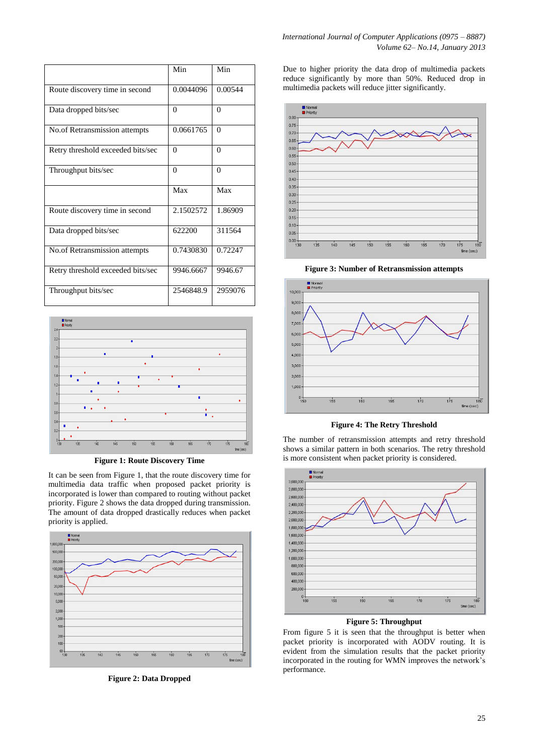| | Min | Min |
|---|---|---|
| Route discovery time in second | 0.0044096 | 0.00544 |
| Data dropped bits/sec | 0 | 0 |
| No.of Retransmission attempts | 0.0661765 | 0 |
| Retry threshold exceeded bits/sec | 0 | 0 |
| Throughput bits/sec | 0 | 0 |
| | Max | Max |
| Route discovery time in second | 2.1502572 | 1.86909 |
| Data dropped bits/sec | 622200 | 311564 |
| No.of Retransmission attempts | 0.7430830 | 0.72247 |
| Retry threshold exceeded bits/sec | 9946.6667 | 9946.67 |
| Throughput bits/sec | 2546848.9 | 2959076 |

**Figure 1: Route Discovery Time**

It can be seen from Figure 1, that the route discovery time for multimedia data traffic when proposed packet priority is incorporated is lower than compared to routing without packet priority. Figure 2 shows the data dropped during transmission. The amount of data dropped drastically reduces when packet priority is applied.

**Figure 2: Data Dropped**

Due to higher priority the data drop of multimedia packets reduce significantly by more than 50%. Reduced drop in multimedia packets will reduce jitter significantly.

**Figure 3: Number of Retransmission attempts**

**Figure 4: The Retry Threshold**

The number of retransmission attempts and retry threshold shows a similar pattern in both scenarios. The retry threshold is more consistent when packet priority is considered.

**Figure 5: Throughput**

From figure 5 it is seen that the throughput is better when packet priority is incorporated with AODV routing. It is evident from the simulation results that the packet priority incorporated in the routing for WMN improves the network's performance.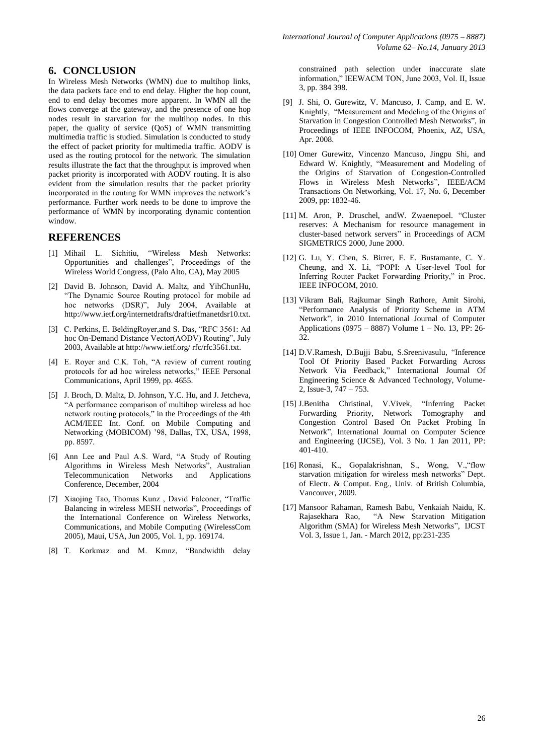## 6. CONCLUSION

In Wireless Mesh Networks (WMN) due to multihop links, the data packets face end to end delay. Higher the hop count, end to end delay becomes more apparent. In WMN all the flows converge at the gateway, and the presence of one hop nodes result in starvation for the multihop nodes. In this paper, the quality of service (QoS) of WMN transmitting multimedia traffic is studied. Simulation is conducted to study the effect of packet priority for multimedia traffic. AODV is used as the routing protocol for the network. The simulation results illustrate the fact that the throughput is improved when packet priority is incorporated with AODV routing. It is also evident from the simulation results that the packet priority incorporated in the routing for WMN improves the network's performance. Further work needs to be done to improve the performance of WMN by incorporating dynamic contention window.

## REFERENCES

[1] Mihail L. Sichitiu, "Wireless Mesh Networks: Opportunities and challenges", Proceedings of the Wireless World Congress, (Palo Alto, CA), May 2005

[2] David B. Johnson, David A. Maltz, and YihChunHu, "The Dynamic Source Routing protocol for mobile ad hoc networks (DSR)", July 2004, Available at http://www.ietf.org/internetdrafts/draftietfmanetdsr10.txt.

[3] C. Perkins, E. BeldingRoyer,and S. Das, "RFC 3561: Ad hoc On-Demand Distance Vector(AODV) Routing", July 2003, Available at http://www.ietf.org/ rfc/rfc3561.txt.

[4] E. Royer and C.K. Toh, "A review of current routing protocols for ad hoc wireless networks," IEEE Personal Communications, April 1999, pp. 4655.

[5] J. Broch, D. Maltz, D. Johnson, Y.C. Hu, and J. Jetcheva, "A performance comparison of multihop wireless ad hoc network routing protocols," in the Proceedings of the 4th ACM/IEEE Int. Conf. on Mobile Computing and Networking (MOBICOM) '98, Dallas, TX, USA, 1998, pp. 8597.

[6] Ann Lee and Paul A.S. Ward, "A Study of Routing Algorithms in Wireless Mesh Networks", Australian Telecommunication Networks and Applications Conference, December, 2004

[7] Xiaojing Tao, Thomas Kunz , David Falconer, "Traffic Balancing in wireless MESH networks", Proceedings of the International Conference on Wireless Networks, Communications, and Mobile Computing (WirelessCom 2005), Maui, USA, Jun 2005, Vol. 1, pp. 169174.

[8] T. Korkmaz and M. Kmnz, "Bandwidth delay constrained path selection under inaccurate slate information," IEEWACM TON, June 2003, Vol. II, Issue 3, pp. 384 398.

[9] J. Shi, O. Gurewitz, V. Mancuso, J. Camp, and E. W. Knightly, "Measurement and Modeling of the Origins of Starvation in Congestion Controlled Mesh Networks", in Proceedings of IEEE INFOCOM, Phoenix, AZ, USA, Apr. 2008.

[10] Omer Gurewitz, Vincenzo Mancuso, Jingpu Shi, and Edward W. Knightly, "Measurement and Modeling of the Origins of Starvation of Congestion-Controlled Flows in Wireless Mesh Networks", IEEE/ACM Transactions On Networking, Vol. 17, No. 6, December 2009, pp: 1832-46.

[11] M. Aron, P. Druschel, andW. Zwaenepoel. "Cluster reserves: A Mechanism for resource management in cluster-based network servers" in Proceedings of ACM SIGMETRICS 2000, June 2000.

[12] G. Lu, Y. Chen, S. Birrer, F. E. Bustamante, C. Y. Cheung, and X. Li, "POPI: A User-level Tool for Inferring Router Packet Forwarding Priority," in Proc. IEEE INFOCOM, 2010.

[13] Vikram Bali, Rajkumar Singh Rathore, Amit Sirohi, "Performance Analysis of Priority Scheme in ATM Network", in 2010 International Journal of Computer Applications (0975 – 8887) Volume 1 – No. 13, PP: 26-32.

[14] D.V.Ramesh, D.Bujji Babu, S.Sreenivasulu, "Inference Tool Of Priority Based Packet Forwarding Across Network Via Feedback," International Journal Of Engineering Science & Advanced Technology, Volume-2, Issue-3, 747 – 753.

[15] J.Benitha Christinal, V.Vivek, "Inferring Packet Forwarding Priority, Network Tomography and Congestion Control Based On Packet Probing In Network", International Journal on Computer Science and Engineering (IJCSE), Vol. 3 No. 1 Jan 2011, PP: 401-410.

[16] Ronasi, K., Gopalakrishnan, S., Wong, V.,"flow starvation mitigation for wireless mesh networks" Dept. of Electr. & Comput. Eng., Univ. of British Columbia, Vancouver, 2009.

[17] Mansoor Rahaman, Ramesh Babu, Venkaiah Naidu, K. Rajasekhara Rao, "A New Starvation Mitigation Algorithm (SMA) for Wireless Mesh Networks", IJCST Vol. 3, Issue 1, Jan. - March 2012, pp:231-235